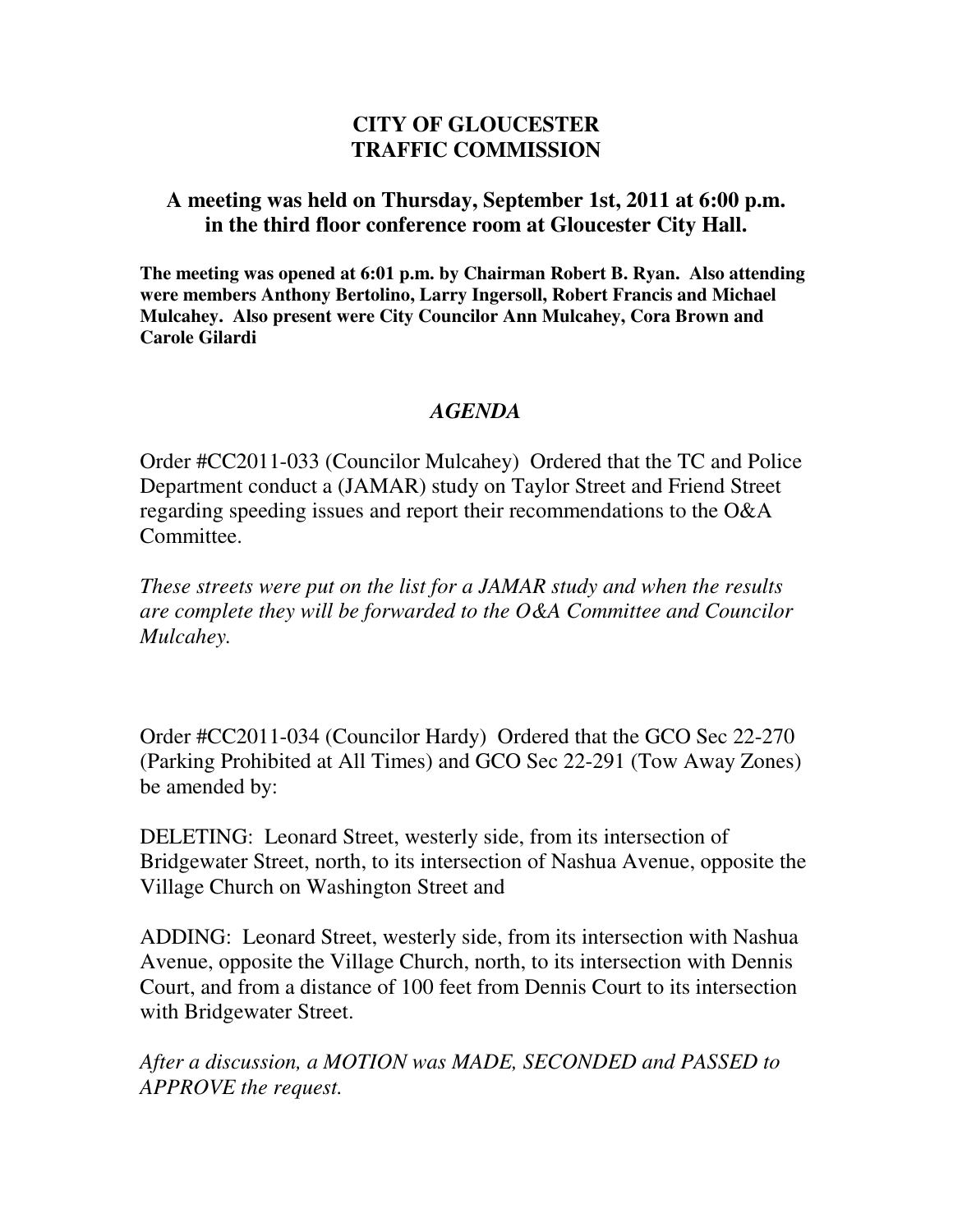# CITY OF GLOUCESTER
# TRAFFIC COMMISSION

## A meeting was held on Thursday, September 1st, 2011 at 6:00 p.m. in the third floor conference room at Gloucester City Hall.

**The meeting was opened at 6:01 p.m. by Chairman Robert B. Ryan. Also attending were members Anthony Bertolino, Larry Ingersoll, Robert Francis and Michael Mulcahey. Also present were City Councilor Ann Mulcahey, Cora Brown and Carole Gilardi**

## *AGENDA*

Order #CC2011-033 (Councilor Mulcahey) Ordered that the TC and Police Department conduct a (JAMAR) study on Taylor Street and Friend Street regarding speeding issues and report their recommendations to the O&A Committee.

*These streets were put on the list for a JAMAR study and when the results are complete they will be forwarded to the O&A Committee and Councilor Mulcahey.*

Order #CC2011-034 (Councilor Hardy) Ordered that the GCO Sec 22-270 (Parking Prohibited at All Times) and GCO Sec 22-291 (Tow Away Zones) be amended by:

DELETING: Leonard Street, westerly side, from its intersection of Bridgewater Street, north, to its intersection of Nashua Avenue, opposite the Village Church on Washington Street and

ADDING: Leonard Street, westerly side, from its intersection with Nashua Avenue, opposite the Village Church, north, to its intersection with Dennis Court, and from a distance of 100 feet from Dennis Court to its intersection with Bridgewater Street.

*After a discussion, a MOTION was MADE, SECONDED and PASSED to APPROVE the request.*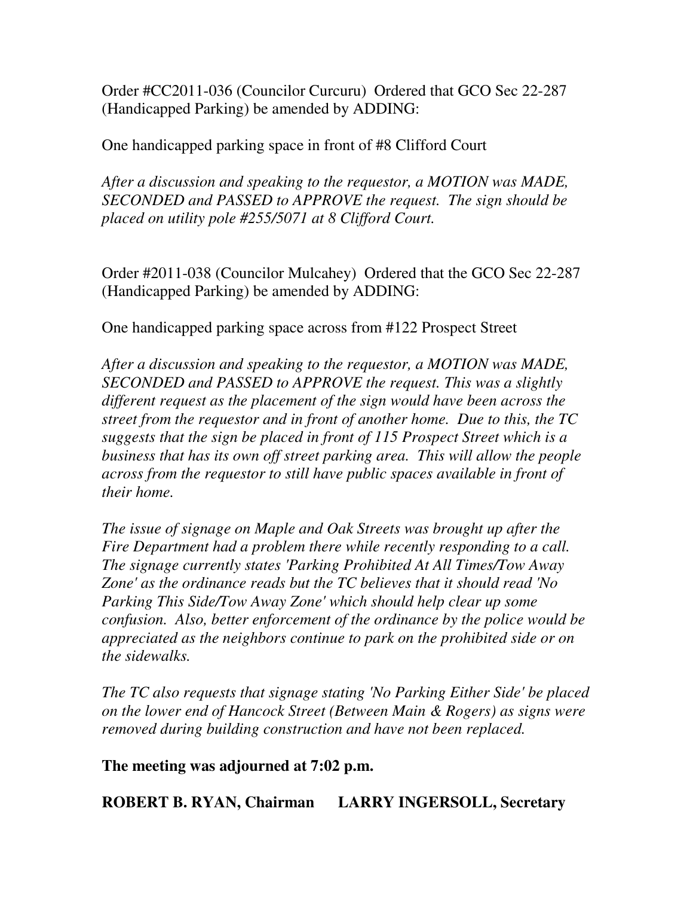Order #CC2011-036 (Councilor Curcuru) Ordered that GCO Sec 22-287 (Handicapped Parking) be amended by ADDING:

One handicapped parking space in front of #8 Clifford Court

*After a discussion and speaking to the requestor, a MOTION was MADE, SECONDED and PASSED to APPROVE the request. The sign should be placed on utility pole #255/5071 at 8 Clifford Court.*

Order #2011-038 (Councilor Mulcahey) Ordered that the GCO Sec 22-287 (Handicapped Parking) be amended by ADDING:

One handicapped parking space across from #122 Prospect Street

*After a discussion and speaking to the requestor, a MOTION was MADE, SECONDED and PASSED to APPROVE the request. This was a slightly different request as the placement of the sign would have been across the street from the requestor and in front of another home. Due to this, the TC suggests that the sign be placed in front of 115 Prospect Street which is a business that has its own off street parking area. This will allow the people across from the requestor to still have public spaces available in front of their home.*

*The issue of signage on Maple and Oak Streets was brought up after the Fire Department had a problem there while recently responding to a call. The signage currently states 'Parking Prohibited At All Times/Tow Away Zone' as the ordinance reads but the TC believes that it should read 'No Parking This Side/Tow Away Zone' which should help clear up some confusion. Also, better enforcement of the ordinance by the police would be appreciated as the neighbors continue to park on the prohibited side or on the sidewalks.*

*The TC also requests that signage stating 'No Parking Either Side' be placed on the lower end of Hancock Street (Between Main & Rogers) as signs were removed during building construction and have not been replaced.*

**The meeting was adjourned at 7:02 p.m.**

**ROBERT B. RYAN, Chairman LARRY INGERSOLL, Secretary**